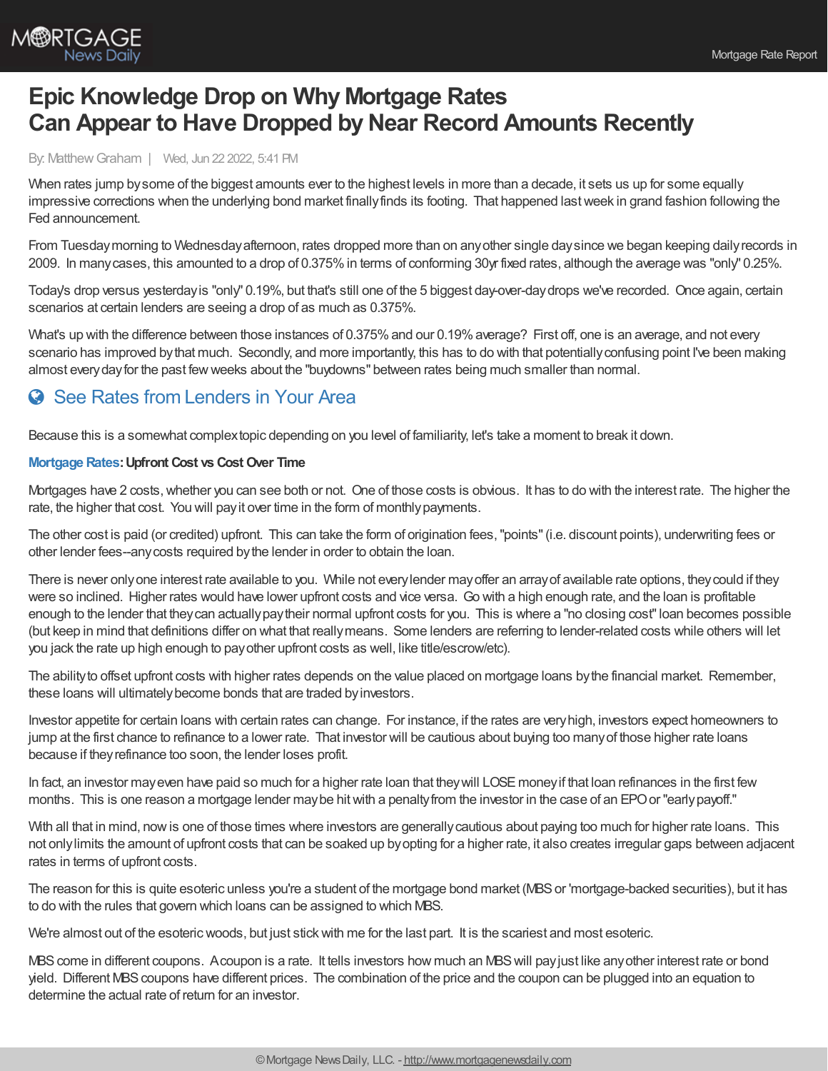# Epic Knowledge Drop on Why Mortgage Rates Can Appear to Have Dropped by Near Record Amounts Recently

By: Matthew Graham | Wed, Jun 22 2022, 5:41 PM

When rates jump by some of the biggest amounts ever to the highest levels in more than a decade, it sets us up for some equally impressive corrections when the underlying bond market finally finds its footing. That happened last week in grand fashion following the Fed announcement.

From Tuesday morning to Wednesday afternoon, rates dropped more than on any other single day since we began keeping daily records in 2009. In many cases, this amounted to a drop of 0.375% in terms of conforming 30yr fixed rates, although the average was "only" 0.25%.

Today's drop versus yesterday is "only" 0.19%, but that's still one of the 5 biggest day-over-day drops we've recorded. Once again, certain scenarios at certain lenders are seeing a drop of as much as 0.375%.

What's up with the difference between those instances of 0.375% and our 0.19% average? First off, one is an average, and not every scenario has improved by that much. Secondly, and more importantly, this has to do with that potentially confusing point I've been making almost every day for the past few weeks about the "buydowns" between rates being much smaller than normal.

## See Rates from Lenders in Your Area

Because this is a somewhat complex topic depending on you level of familiarity, let's take a moment to break it down.

**Mortgage Rates: Upfront Cost vs Cost Over Time**

Mortgages have 2 costs, whether you can see both or not. One of those costs is obvious. It has to do with the interest rate. The higher the rate, the higher that cost. You will pay it over time in the form of monthly payments.

The other cost is paid (or credited) upfront. This can take the form of origination fees, "points" (i.e. discount points), underwriting fees or other lender fees--any costs required by the lender in order to obtain the loan.

There is never only one interest rate available to you. While not every lender may offer an array of available rate options, they could if they were so inclined. Higher rates would have lower upfront costs and vice versa. Go with a high enough rate, and the loan is profitable enough to the lender that they can actually pay their normal upfront costs for you. This is where a "no closing cost" loan becomes possible (but keep in mind that definitions differ on what that really means. Some lenders are referring to lender-related costs while others will let you jack the rate up high enough to pay other upfront costs as well, like title/escrow/etc).

The ability to offset upfront costs with higher rates depends on the value placed on mortgage loans by the financial market. Remember, these loans will ultimately become bonds that are traded by investors.

Investor appetite for certain loans with certain rates can change. For instance, if the rates are very high, investors expect homeowners to jump at the first chance to refinance to a lower rate. That investor will be cautious about buying too many of those higher rate loans because if they refinance too soon, the lender loses profit.

In fact, an investor may even have paid so much for a higher rate loan that they will LOSE money if that loan refinances in the first few months. This is one reason a mortgage lender may be hit with a penalty from the investor in the case of an EPO or "early payoff."

With all that in mind, now is one of those times where investors are generally cautious about paying too much for higher rate loans. This not only limits the amount of upfront costs that can be soaked up by opting for a higher rate, it also creates irregular gaps between adjacent rates in terms of upfront costs.

The reason for this is quite esoteric unless you're a student of the mortgage bond market (MBS or 'mortgage-backed securities), but it has to do with the rules that govern which loans can be assigned to which MBS.

We're almost out of the esoteric woods, but just stick with me for the last part. It is the scariest and most esoteric.

MBS come in different coupons. A coupon is a rate. It tells investors how much an MBS will pay just like any other interest rate or bond yield. Different MBS coupons have different prices. The combination of the price and the coupon can be plugged into an equation to determine the actual rate of return for an investor.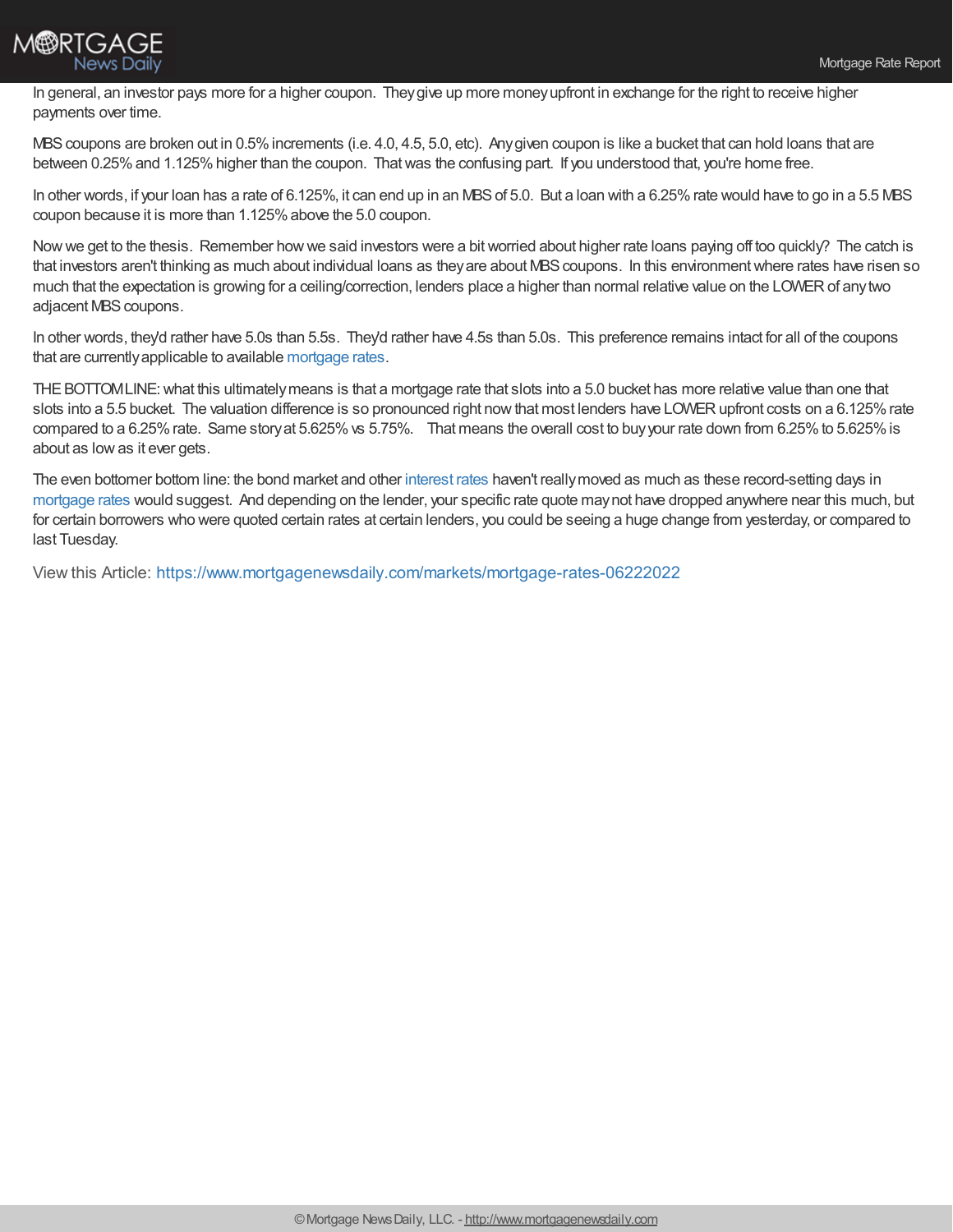In general, an investor pays more for a higher coupon. They give up more money upfront in exchange for the right to receive higher payments over time.

MBS coupons are broken out in 0.5% increments (i.e. 4.0, 4.5, 5.0, etc). Any given coupon is like a bucket that can hold loans that are between 0.25% and 1.125% higher than the coupon. That was the confusing part. If you understood that, you're home free.

In other words, if your loan has a rate of 6.125%, it can end up in an MBS of 5.0. But a loan with a 6.25% rate would have to go in a 5.5 MBS coupon because it is more than 1.125% above the 5.0 coupon.

Now we get to the thesis. Remember how we said investors were a bit worried about higher rate loans paying off too quickly? The catch is that investors aren't thinking as much about individual loans as they are about MBS coupons. In this environment where rates have risen so much that the expectation is growing for a ceiling/correction, lenders place a higher than normal relative value on the LOWER of any two adjacent MBS coupons.

In other words, they'd rather have 5.0s than 5.5s. They'd rather have 4.5s than 5.0s. This preference remains intact for all of the coupons that are currently applicable to available mortgage rates.

THE BOTTOM LINE: what this ultimately means is that a mortgage rate that slots into a 5.0 bucket has more relative value than one that slots into a 5.5 bucket. The valuation difference is so pronounced right now that most lenders have LOWER upfront costs on a 6.125% rate compared to a 6.25% rate. Same story at 5.625% vs 5.75%. That means the overall cost to buy your rate down from 6.25% to 5.625% is about as low as it ever gets.

The even bottomer bottom line: the bond market and other interest rates haven't really moved as much as these record-setting days in mortgage rates would suggest. And depending on the lender, your specific rate quote may not have dropped anywhere near this much, but for certain borrowers who were quoted certain rates at certain lenders, you could be seeing a huge change from yesterday, or compared to last Tuesday.

View this Article: https://www.mortgagenewsdaily.com/markets/mortgage-rates-06222022